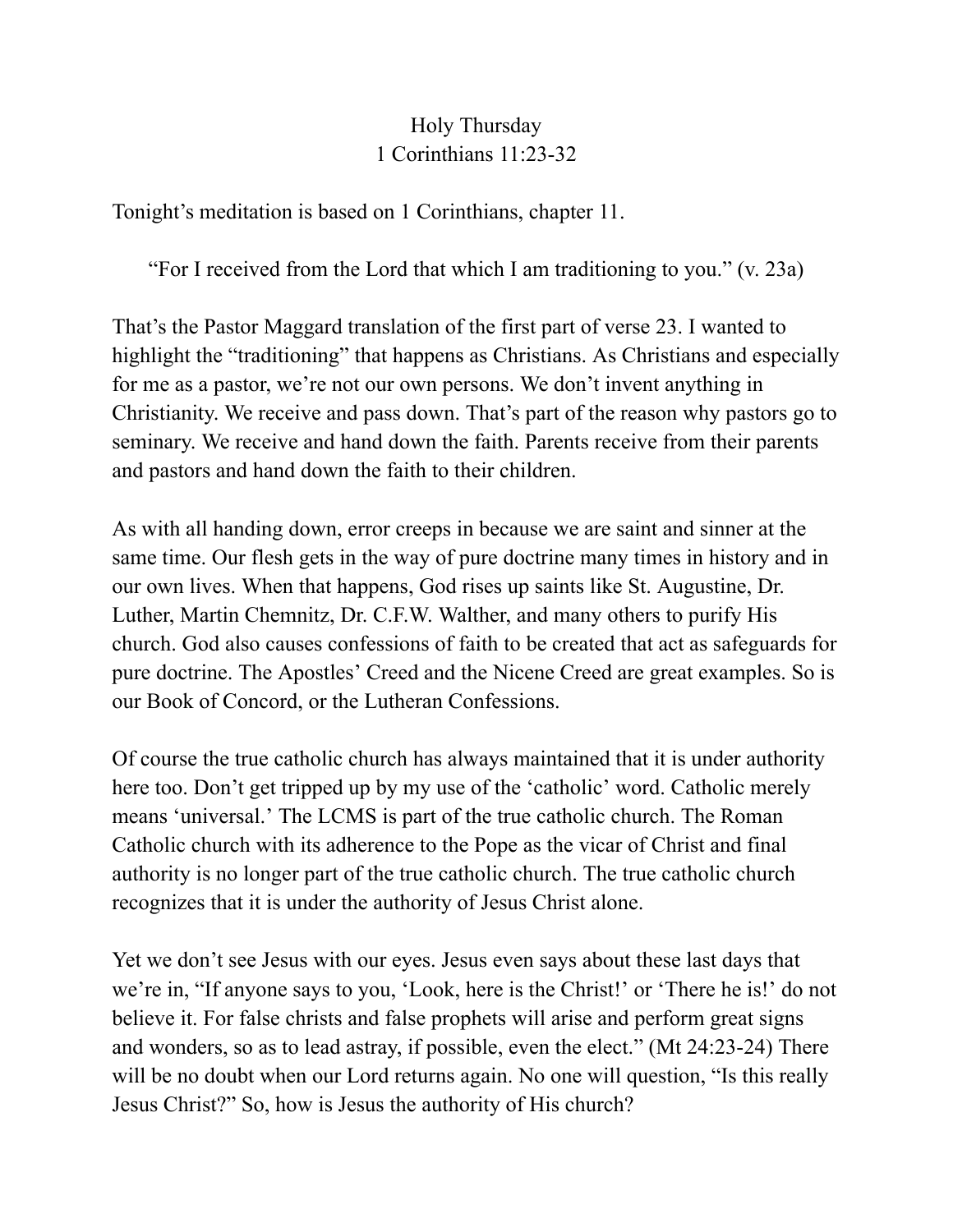# Holy Thursday
## 1 Corinthians 11:23-32

Tonight's meditation is based on 1 Corinthians, chapter 11.

> "For I received from the Lord that which I am traditioning to you." (v. 23a)

That's the Pastor Maggard translation of the first part of verse 23. I wanted to highlight the "traditioning" that happens as Christians. As Christians and especially for me as a pastor, we're not our own persons. We don't invent anything in Christianity. We receive and pass down. That's part of the reason why pastors go to seminary. We receive and hand down the faith. Parents receive from their parents and pastors and hand down the faith to their children.

As with all handing down, error creeps in because we are saint and sinner at the same time. Our flesh gets in the way of pure doctrine many times in history and in our own lives. When that happens, God rises up saints like St. Augustine, Dr. Luther, Martin Chemnitz, Dr. C.F.W. Walther, and many others to purify His church. God also causes confessions of faith to be created that act as safeguards for pure doctrine. The Apostles' Creed and the Nicene Creed are great examples. So is our Book of Concord, or the Lutheran Confessions.

Of course the true catholic church has always maintained that it is under authority here too. Don't get tripped up by my use of the 'catholic' word. Catholic merely means 'universal.' The LCMS is part of the true catholic church. The Roman Catholic church with its adherence to the Pope as the vicar of Christ and final authority is no longer part of the true catholic church. The true catholic church recognizes that it is under the authority of Jesus Christ alone.

Yet we don't see Jesus with our eyes. Jesus even says about these last days that we're in, "If anyone says to you, 'Look, here is the Christ!' or 'There he is!' do not believe it. For false christs and false prophets will arise and perform great signs and wonders, so as to lead astray, if possible, even the elect." (Mt 24:23-24) There will be no doubt when our Lord returns again. No one will question, "Is this really Jesus Christ?" So, how is Jesus the authority of His church?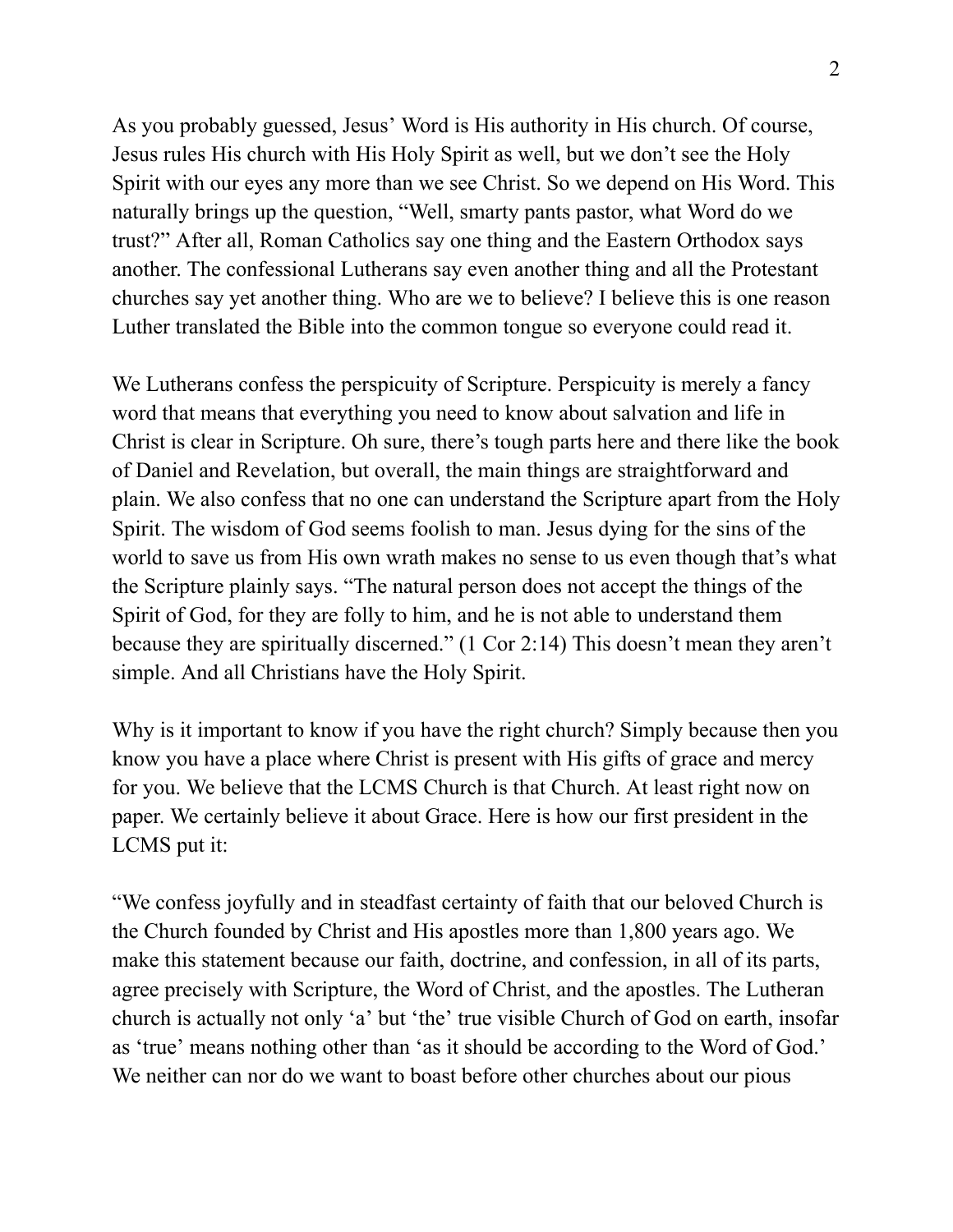As you probably guessed, Jesus' Word is His authority in His church. Of course, Jesus rules His church with His Holy Spirit as well, but we don't see the Holy Spirit with our eyes any more than we see Christ. So we depend on His Word. This naturally brings up the question, "Well, smarty pants pastor, what Word do we trust?" After all, Roman Catholics say one thing and the Eastern Orthodox says another. The confessional Lutherans say even another thing and all the Protestant churches say yet another thing. Who are we to believe? I believe this is one reason Luther translated the Bible into the common tongue so everyone could read it.

We Lutherans confess the perspicuity of Scripture. Perspicuity is merely a fancy word that means that everything you need to know about salvation and life in Christ is clear in Scripture. Oh sure, there's tough parts here and there like the book of Daniel and Revelation, but overall, the main things are straightforward and plain. We also confess that no one can understand the Scripture apart from the Holy Spirit. The wisdom of God seems foolish to man. Jesus dying for the sins of the world to save us from His own wrath makes no sense to us even though that's what the Scripture plainly says. "The natural person does not accept the things of the Spirit of God, for they are folly to him, and he is not able to understand them because they are spiritually discerned." (1 Cor 2:14) This doesn't mean they aren't simple. And all Christians have the Holy Spirit.

Why is it important to know if you have the right church? Simply because then you know you have a place where Christ is present with His gifts of grace and mercy for you. We believe that the LCMS Church is that Church. At least right now on paper. We certainly believe it about Grace. Here is how our first president in the LCMS put it:

"We confess joyfully and in steadfast certainty of faith that our beloved Church is the Church founded by Christ and His apostles more than 1,800 years ago. We make this statement because our faith, doctrine, and confession, in all of its parts, agree precisely with Scripture, the Word of Christ, and the apostles. The Lutheran church is actually not only 'a' but 'the' true visible Church of God on earth, insofar as 'true' means nothing other than 'as it should be according to the Word of God.' We neither can nor do we want to boast before other churches about our pious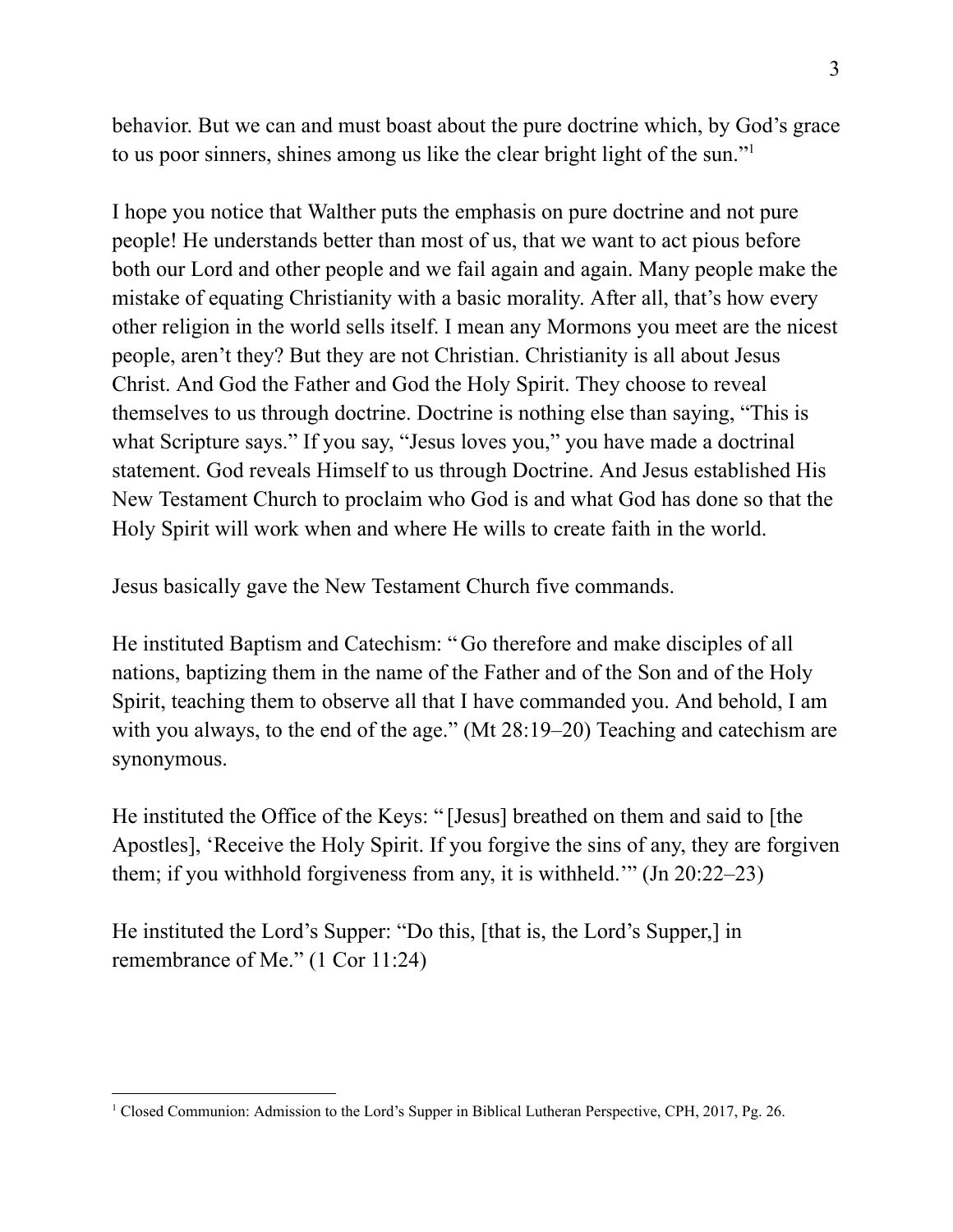behavior. But we can and must boast about the pure doctrine which, by God's grace to us poor sinners, shines among us like the clear bright light of the sun."[1]

I hope you notice that Walther puts the emphasis on pure doctrine and not pure people! He understands better than most of us, that we want to act pious before both our Lord and other people and we fail again and again. Many people make the mistake of equating Christianity with a basic morality. After all, that's how every other religion in the world sells itself. I mean any Mormons you meet are the nicest people, aren't they? But they are not Christian. Christianity is all about Jesus Christ. And God the Father and God the Holy Spirit. They choose to reveal themselves to us through doctrine. Doctrine is nothing else than saying, "This is what Scripture says." If you say, "Jesus loves you," you have made a doctrinal statement. God reveals Himself to us through Doctrine. And Jesus established His New Testament Church to proclaim who God is and what God has done so that the Holy Spirit will work when and where He wills to create faith in the world.

Jesus basically gave the New Testament Church five commands.

He instituted Baptism and Catechism: "Go therefore and make disciples of all nations, baptizing them in the name of the Father and of the Son and of the Holy Spirit, teaching them to observe all that I have commanded you. And behold, I am with you always, to the end of the age." (Mt 28:19–20) Teaching and catechism are synonymous.

He instituted the Office of the Keys: "[Jesus] breathed on them and said to [the Apostles], 'Receive the Holy Spirit. If you forgive the sins of any, they are forgiven them; if you withhold forgiveness from any, it is withheld.'" (Jn 20:22–23)

He instituted the Lord's Supper: "Do this, [that is, the Lord's Supper,] in remembrance of Me." (1 Cor 11:24)

---

[1] Closed Communion: Admission to the Lord's Supper in Biblical Lutheran Perspective, CPH, 2017, Pg. 26.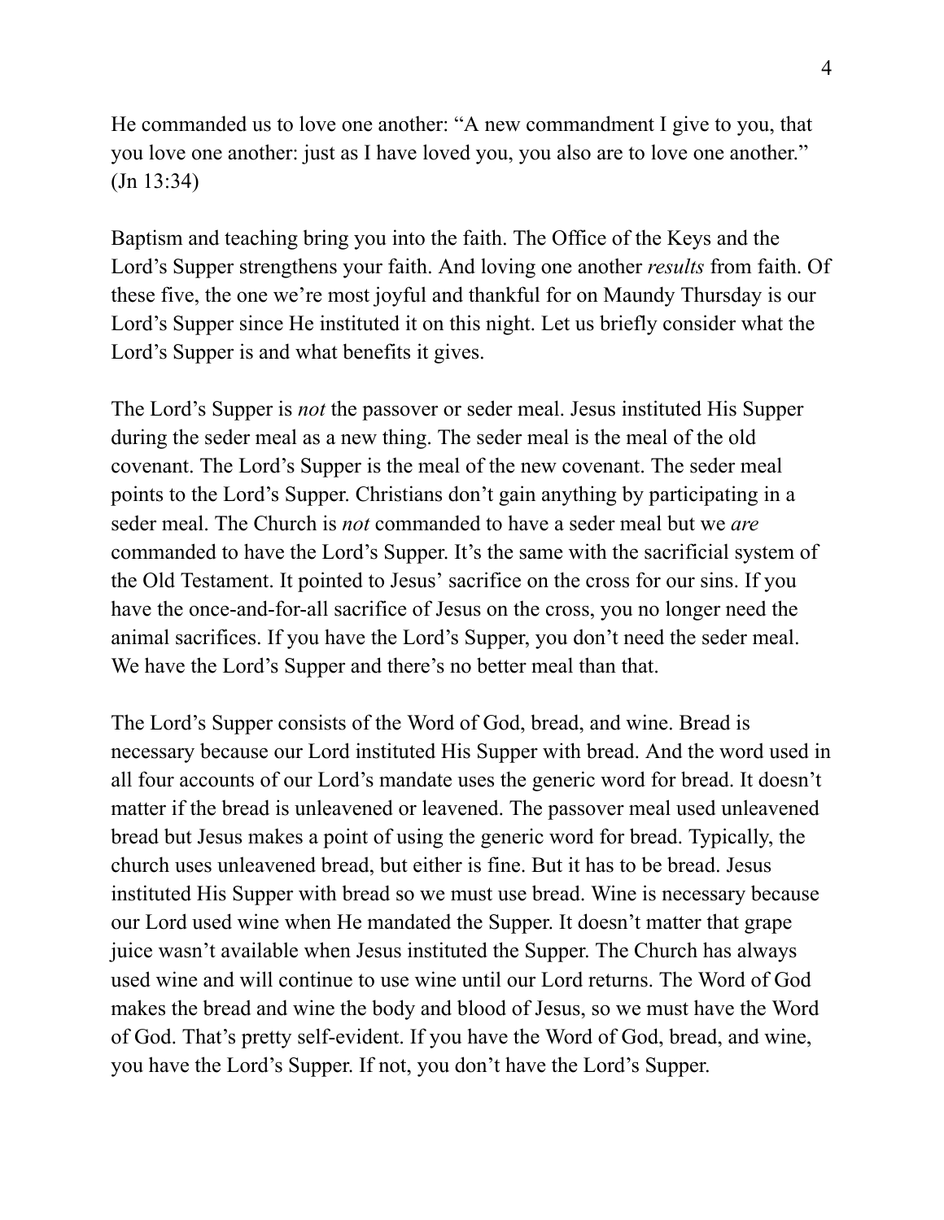He commanded us to love one another: “A new commandment I give to you, that you love one another: just as I have loved you, you also are to love one another.” (Jn 13:34)

Baptism and teaching bring you into the faith. The Office of the Keys and the Lord’s Supper strengthens your faith. And loving one another *results* from faith. Of these five, the one we’re most joyful and thankful for on Maundy Thursday is our Lord’s Supper since He instituted it on this night. Let us briefly consider what the Lord’s Supper is and what benefits it gives.

The Lord’s Supper is *not* the passover or seder meal. Jesus instituted His Supper during the seder meal as a new thing. The seder meal is the meal of the old covenant. The Lord’s Supper is the meal of the new covenant. The seder meal points to the Lord’s Supper. Christians don’t gain anything by participating in a seder meal. The Church is *not* commanded to have a seder meal but we *are* commanded to have the Lord’s Supper. It’s the same with the sacrificial system of the Old Testament. It pointed to Jesus’ sacrifice on the cross for our sins. If you have the once-and-for-all sacrifice of Jesus on the cross, you no longer need the animal sacrifices. If you have the Lord’s Supper, you don’t need the seder meal. We have the Lord’s Supper and there’s no better meal than that.

The Lord’s Supper consists of the Word of God, bread, and wine. Bread is necessary because our Lord instituted His Supper with bread. And the word used in all four accounts of our Lord’s mandate uses the generic word for bread. It doesn’t matter if the bread is unleavened or leavened. The passover meal used unleavened bread but Jesus makes a point of using the generic word for bread. Typically, the church uses unleavened bread, but either is fine. But it has to be bread. Jesus instituted His Supper with bread so we must use bread. Wine is necessary because our Lord used wine when He mandated the Supper. It doesn’t matter that grape juice wasn’t available when Jesus instituted the Supper. The Church has always used wine and will continue to use wine until our Lord returns. The Word of God makes the bread and wine the body and blood of Jesus, so we must have the Word of God. That’s pretty self-evident. If you have the Word of God, bread, and wine, you have the Lord’s Supper. If not, you don’t have the Lord’s Supper.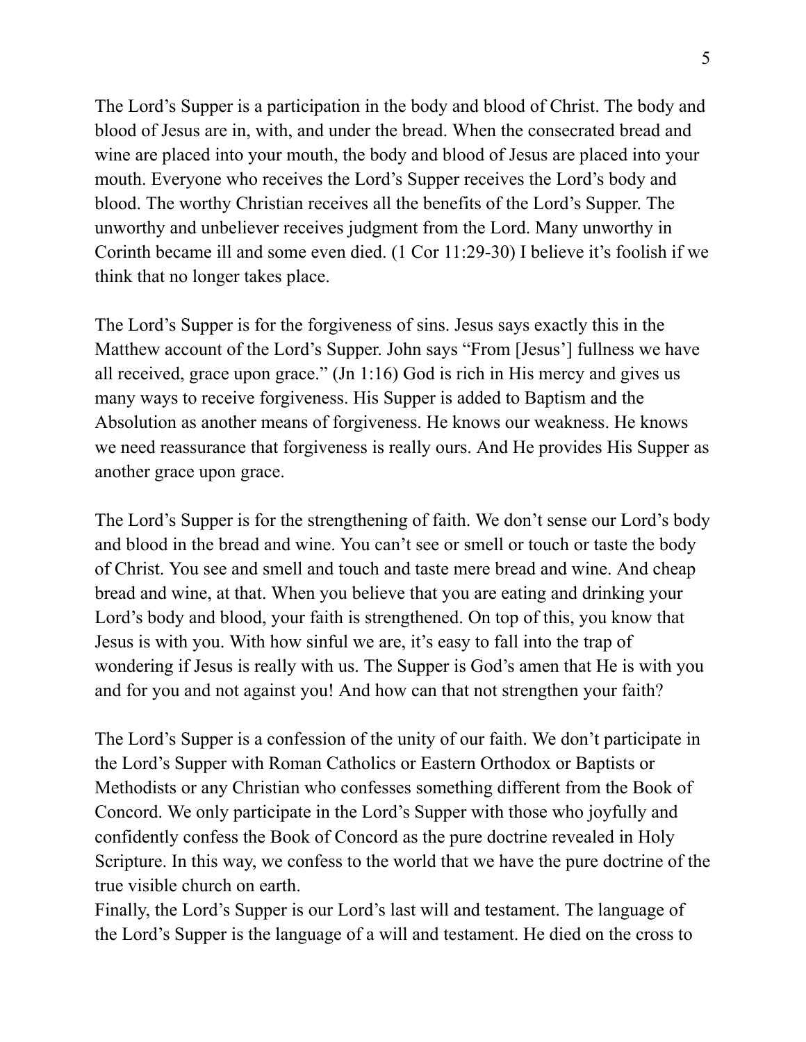The Lord’s Supper is a participation in the body and blood of Christ. The body and blood of Jesus are in, with, and under the bread. When the consecrated bread and wine are placed into your mouth, the body and blood of Jesus are placed into your mouth. Everyone who receives the Lord’s Supper receives the Lord’s body and blood. The worthy Christian receives all the benefits of the Lord’s Supper. The unworthy and unbeliever receives judgment from the Lord. Many unworthy in Corinth became ill and some even died. (1 Cor 11:29-30) I believe it’s foolish if we think that no longer takes place.

The Lord’s Supper is for the forgiveness of sins. Jesus says exactly this in the Matthew account of the Lord’s Supper. John says “From [Jesus’] fullness we have all received, grace upon grace.” (Jn 1:16) God is rich in His mercy and gives us many ways to receive forgiveness. His Supper is added to Baptism and the Absolution as another means of forgiveness. He knows our weakness. He knows we need reassurance that forgiveness is really ours. And He provides His Supper as another grace upon grace.

The Lord’s Supper is for the strengthening of faith. We don’t sense our Lord’s body and blood in the bread and wine. You can’t see or smell or touch or taste the body of Christ. You see and smell and touch and taste mere bread and wine. And cheap bread and wine, at that. When you believe that you are eating and drinking your Lord’s body and blood, your faith is strengthened. On top of this, you know that Jesus is with you. With how sinful we are, it’s easy to fall into the trap of wondering if Jesus is really with us. The Supper is God’s amen that He is with you and for you and not against you! And how can that not strengthen your faith?

The Lord’s Supper is a confession of the unity of our faith. We don’t participate in the Lord’s Supper with Roman Catholics or Eastern Orthodox or Baptists or Methodists or any Christian who confesses something different from the Book of Concord. We only participate in the Lord’s Supper with those who joyfully and confidently confess the Book of Concord as the pure doctrine revealed in Holy Scripture. In this way, we confess to the world that we have the pure doctrine of the true visible church on earth.

Finally, the Lord’s Supper is our Lord’s last will and testament. The language of the Lord’s Supper is the language of a will and testament. He died on the cross to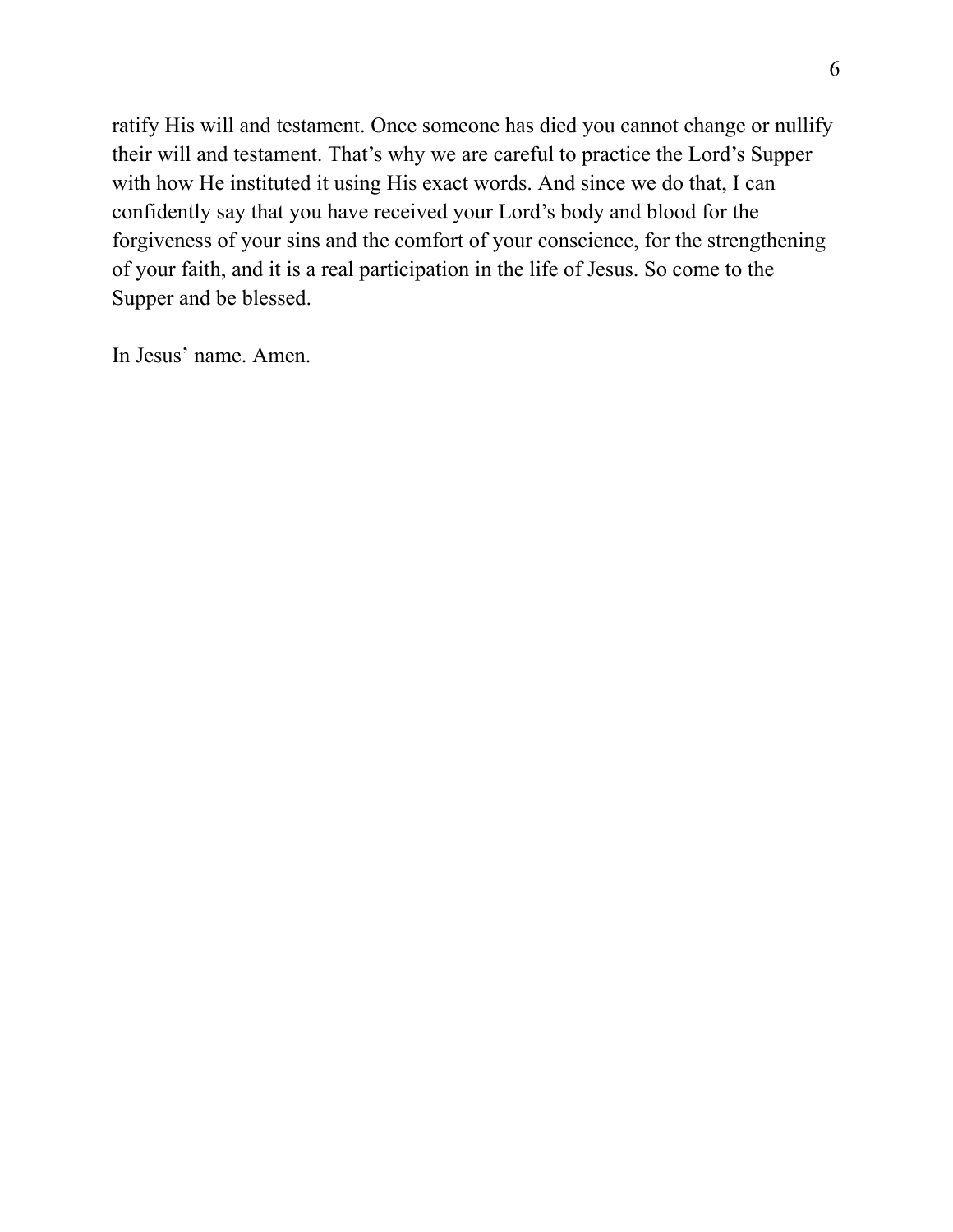ratify His will and testament. Once someone has died you cannot change or nullify their will and testament. That's why we are careful to practice the Lord's Supper with how He instituted it using His exact words. And since we do that, I can confidently say that you have received your Lord's body and blood for the forgiveness of your sins and the comfort of your conscience, for the strengthening of your faith, and it is a real participation in the life of Jesus. So come to the Supper and be blessed.

In Jesus' name. Amen.